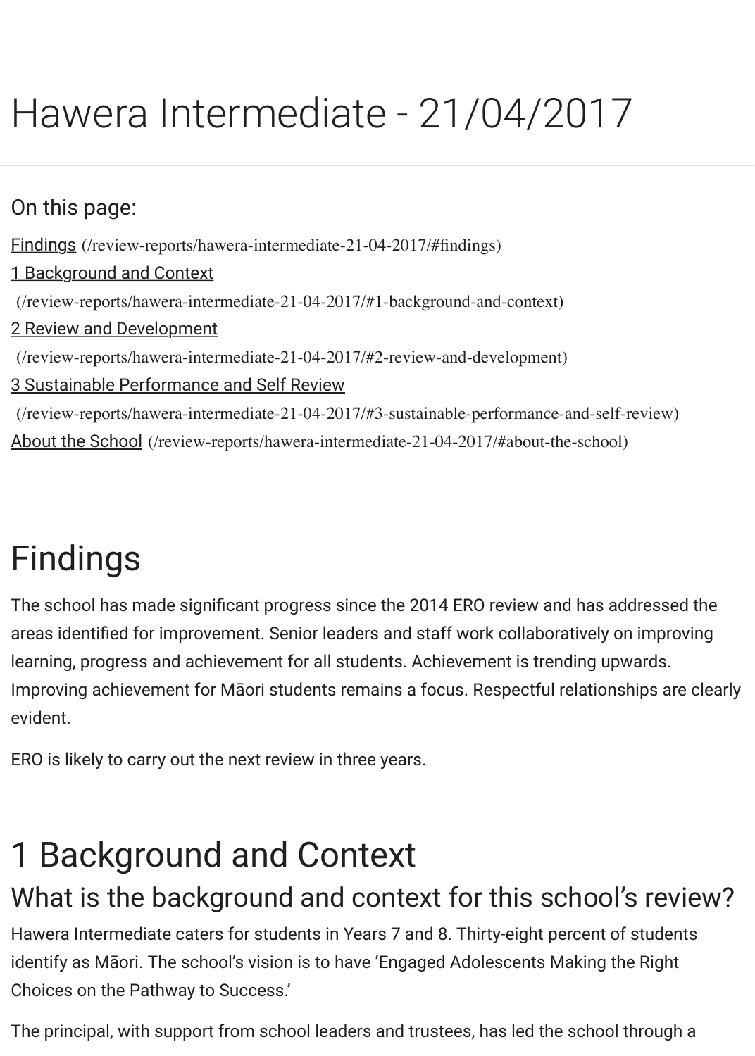# Hawera Intermediate - 21/04/2017

On this page:

[Findings](/review-reports/hawera-intermediate-21-04-2017/#findings) (/review-reports/hawera-intermediate-21-04-2017/#findings)
[1 Background and Context](/review-reports/hawera-intermediate-21-04-2017/#1-background-and-context) (/review-reports/hawera-intermediate-21-04-2017/#1-background-and-context)
[2 Review and Development](/review-reports/hawera-intermediate-21-04-2017/#2-review-and-development) (/review-reports/hawera-intermediate-21-04-2017/#2-review-and-development)
[3 Sustainable Performance and Self Review](/review-reports/hawera-intermediate-21-04-2017/#3-sustainable-performance-and-self-review) (/review-reports/hawera-intermediate-21-04-2017/#3-sustainable-performance-and-self-review)
[About the School](/review-reports/hawera-intermediate-21-04-2017/#about-the-school) (/review-reports/hawera-intermediate-21-04-2017/#about-the-school)

# Findings

The school has made significant progress since the 2014 ERO review and has addressed the areas identified for improvement. Senior leaders and staff work collaboratively on improving learning, progress and achievement for all students. Achievement is trending upwards. Improving achievement for Māori students remains a focus. Respectful relationships are clearly evident.

ERO is likely to carry out the next review in three years.

# 1 Background and Context

## What is the background and context for this school's review?

Hawera Intermediate caters for students in Years 7 and 8. Thirty-eight percent of students identify as Māori. The school's vision is to have 'Engaged Adolescents Making the Right Choices on the Pathway to Success.'

The principal, with support from school leaders and trustees, has led the school through a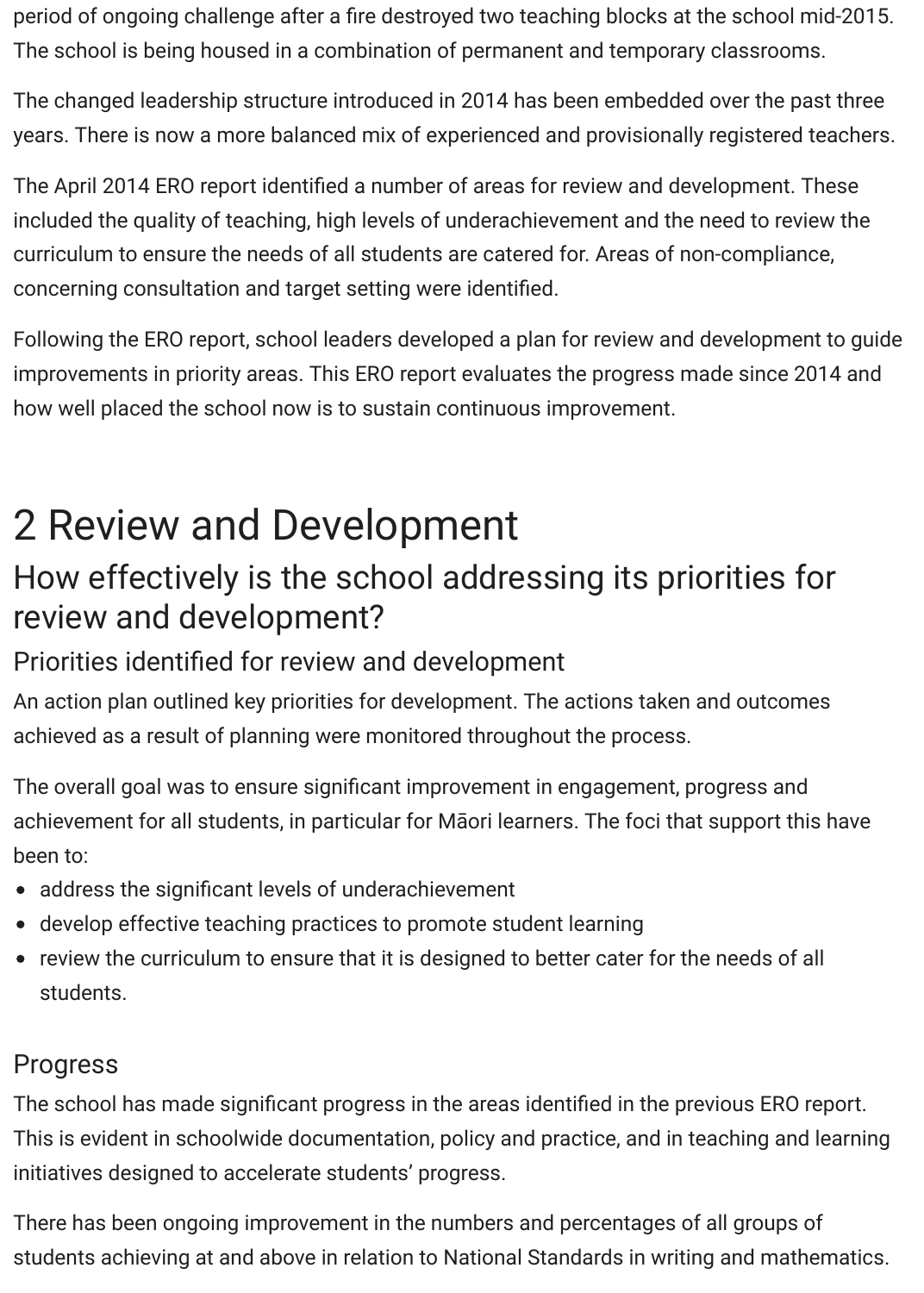period of ongoing challenge after a fire destroyed two teaching blocks at the school mid-2015. The school is being housed in a combination of permanent and temporary classrooms.

The changed leadership structure introduced in 2014 has been embedded over the past three years. There is now a more balanced mix of experienced and provisionally registered teachers.

The April 2014 ERO report identified a number of areas for review and development. These included the quality of teaching, high levels of underachievement and the need to review the curriculum to ensure the needs of all students are catered for. Areas of non-compliance, concerning consultation and target setting were identified.

Following the ERO report, school leaders developed a plan for review and development to guide improvements in priority areas. This ERO report evaluates the progress made since 2014 and how well placed the school now is to sustain continuous improvement.

# 2 Review and Development

## How effectively is the school addressing its priorities for review and development?

### Priorities identified for review and development

An action plan outlined key priorities for development. The actions taken and outcomes achieved as a result of planning were monitored throughout the process.

The overall goal was to ensure significant improvement in engagement, progress and achievement for all students, in particular for Māori learners. The foci that support this have been to:

- address the significant levels of underachievement
- develop effective teaching practices to promote student learning
- review the curriculum to ensure that it is designed to better cater for the needs of all students.

### Progress

The school has made significant progress in the areas identified in the previous ERO report. This is evident in schoolwide documentation, policy and practice, and in teaching and learning initiatives designed to accelerate students' progress.

There has been ongoing improvement in the numbers and percentages of all groups of students achieving at and above in relation to National Standards in writing and mathematics.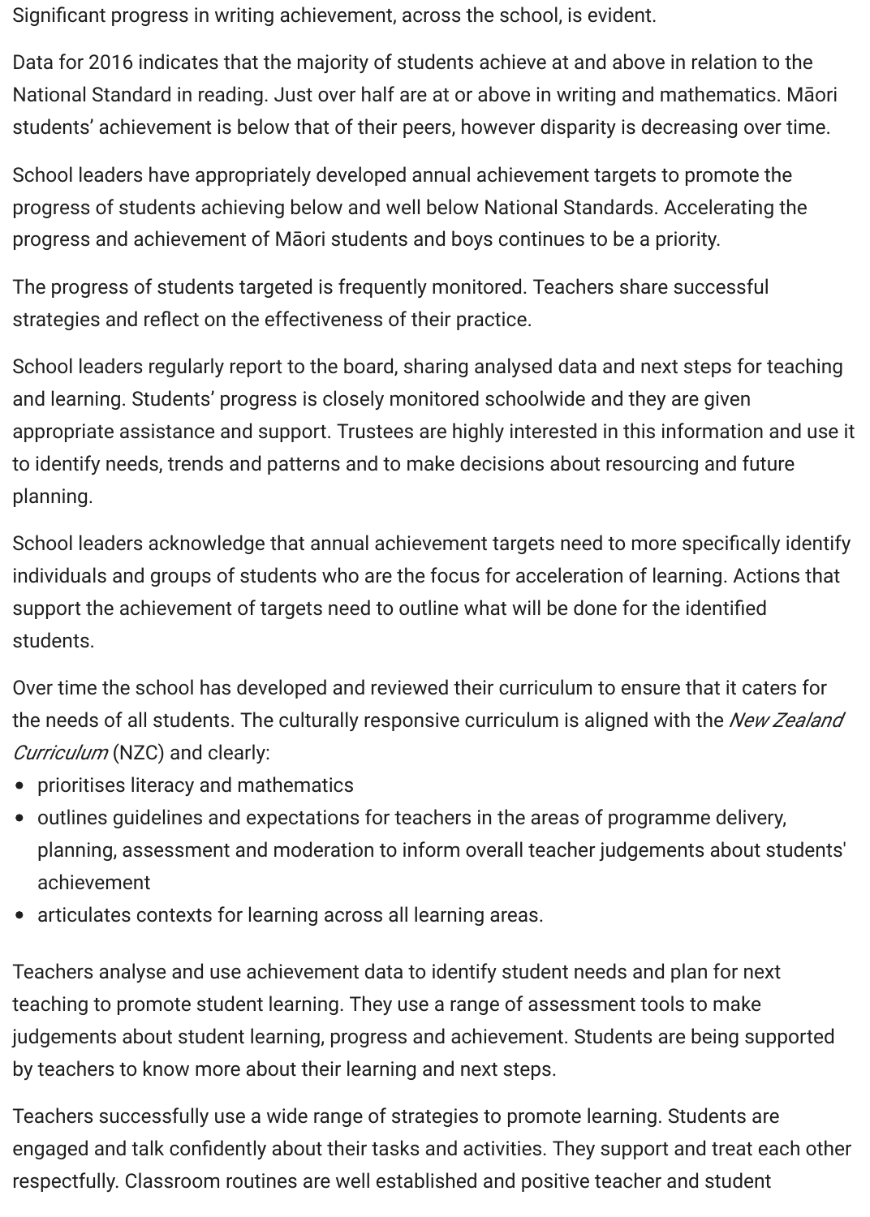Significant progress in writing achievement, across the school, is evident.

Data for 2016 indicates that the majority of students achieve at and above in relation to the National Standard in reading. Just over half are at or above in writing and mathematics. Māori students' achievement is below that of their peers, however disparity is decreasing over time.

School leaders have appropriately developed annual achievement targets to promote the progress of students achieving below and well below National Standards. Accelerating the progress and achievement of Māori students and boys continues to be a priority.

The progress of students targeted is frequently monitored. Teachers share successful strategies and reflect on the effectiveness of their practice.

School leaders regularly report to the board, sharing analysed data and next steps for teaching and learning. Students' progress is closely monitored schoolwide and they are given appropriate assistance and support. Trustees are highly interested in this information and use it to identify needs, trends and patterns and to make decisions about resourcing and future planning.

School leaders acknowledge that annual achievement targets need to more specifically identify individuals and groups of students who are the focus for acceleration of learning. Actions that support the achievement of targets need to outline what will be done for the identified students.

Over time the school has developed and reviewed their curriculum to ensure that it caters for the needs of all students. The culturally responsive curriculum is aligned with the *New Zealand Curriculum* (NZC) and clearly:

- prioritises literacy and mathematics
- outlines guidelines and expectations for teachers in the areas of programme delivery, planning, assessment and moderation to inform overall teacher judgements about students' achievement
- articulates contexts for learning across all learning areas.

Teachers analyse and use achievement data to identify student needs and plan for next teaching to promote student learning. They use a range of assessment tools to make judgements about student learning, progress and achievement. Students are being supported by teachers to know more about their learning and next steps.

Teachers successfully use a wide range of strategies to promote learning. Students are engaged and talk confidently about their tasks and activities. They support and treat each other respectfully. Classroom routines are well established and positive teacher and student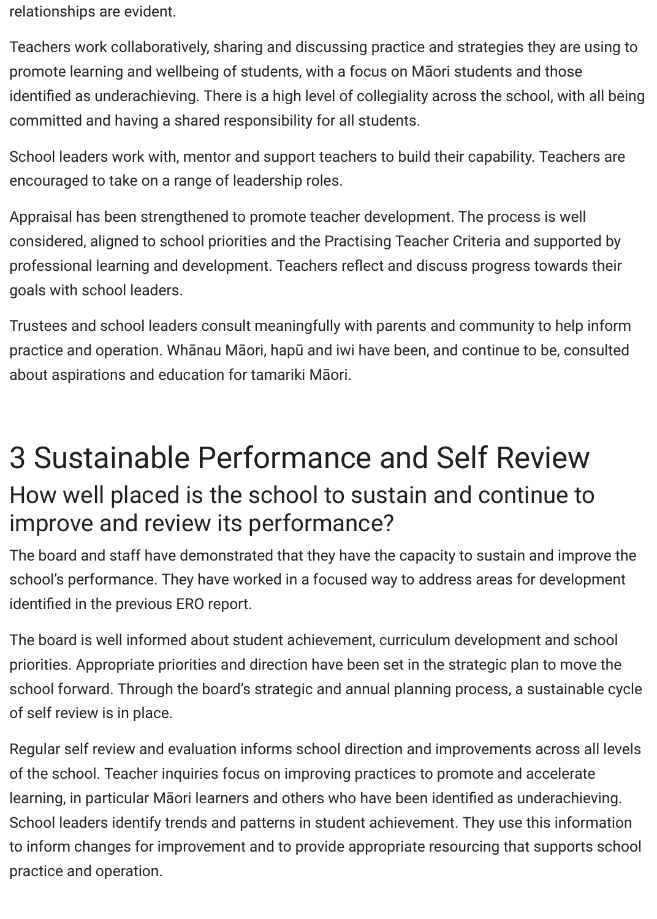relationships are evident.

Teachers work collaboratively, sharing and discussing practice and strategies they are using to promote learning and wellbeing of students, with a focus on Māori students and those identified as underachieving. There is a high level of collegiality across the school, with all being committed and having a shared responsibility for all students.

School leaders work with, mentor and support teachers to build their capability. Teachers are encouraged to take on a range of leadership roles.

Appraisal has been strengthened to promote teacher development. The process is well considered, aligned to school priorities and the Practising Teacher Criteria and supported by professional learning and development. Teachers reflect and discuss progress towards their goals with school leaders.

Trustees and school leaders consult meaningfully with parents and community to help inform practice and operation. Whānau Māori, hapū and iwi have been, and continue to be, consulted about aspirations and education for tamariki Māori.

# 3 Sustainable Performance and Self Review

## How well placed is the school to sustain and continue to improve and review its performance?

The board and staff have demonstrated that they have the capacity to sustain and improve the school's performance. They have worked in a focused way to address areas for development identified in the previous ERO report.

The board is well informed about student achievement, curriculum development and school priorities. Appropriate priorities and direction have been set in the strategic plan to move the school forward. Through the board's strategic and annual planning process, a sustainable cycle of self review is in place.

Regular self review and evaluation informs school direction and improvements across all levels of the school. Teacher inquiries focus on improving practices to promote and accelerate learning, in particular Māori learners and others who have been identified as underachieving. School leaders identify trends and patterns in student achievement. They use this information to inform changes for improvement and to provide appropriate resourcing that supports school practice and operation.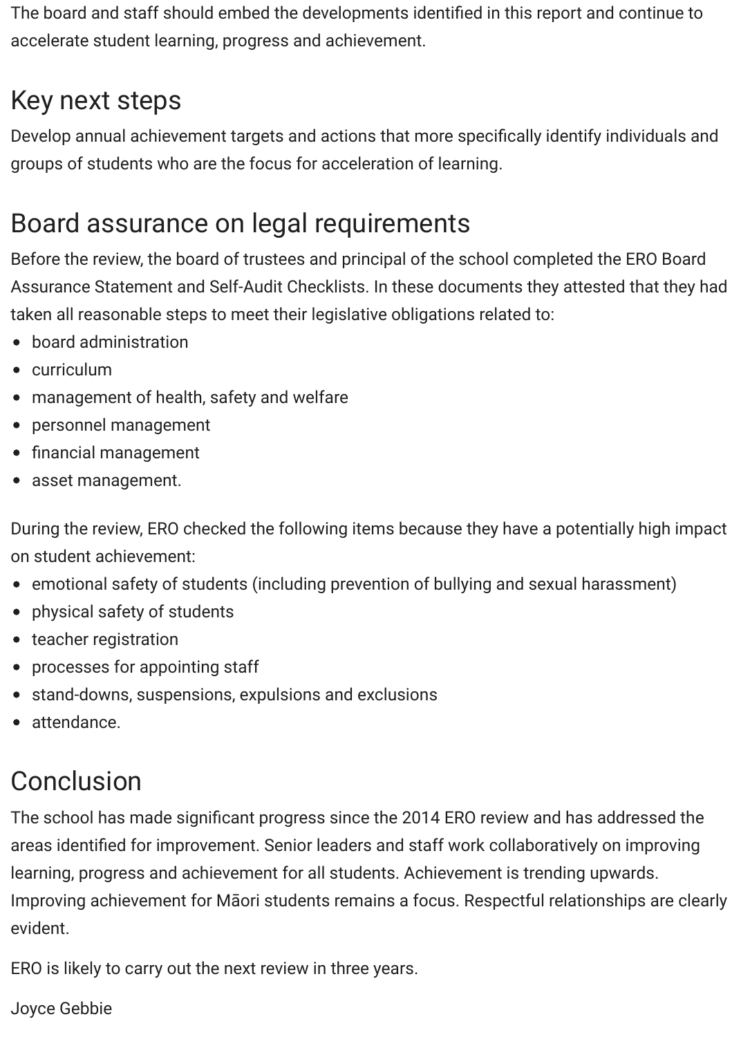The board and staff should embed the developments identified in this report and continue to accelerate student learning, progress and achievement.

## Key next steps

Develop annual achievement targets and actions that more specifically identify individuals and groups of students who are the focus for acceleration of learning.

## Board assurance on legal requirements

Before the review, the board of trustees and principal of the school completed the ERO Board Assurance Statement and Self-Audit Checklists. In these documents they attested that they had taken all reasonable steps to meet their legislative obligations related to:

- board administration
- curriculum
- management of health, safety and welfare
- personnel management
- financial management
- asset management.

During the review, ERO checked the following items because they have a potentially high impact on student achievement:

- emotional safety of students (including prevention of bullying and sexual harassment)
- physical safety of students
- teacher registration
- processes for appointing staff
- stand-downs, suspensions, expulsions and exclusions
- attendance.

## Conclusion

The school has made significant progress since the 2014 ERO review and has addressed the areas identified for improvement. Senior leaders and staff work collaboratively on improving learning, progress and achievement for all students. Achievement is trending upwards. Improving achievement for Māori students remains a focus. Respectful relationships are clearly evident.

ERO is likely to carry out the next review in three years.

Joyce Gebbie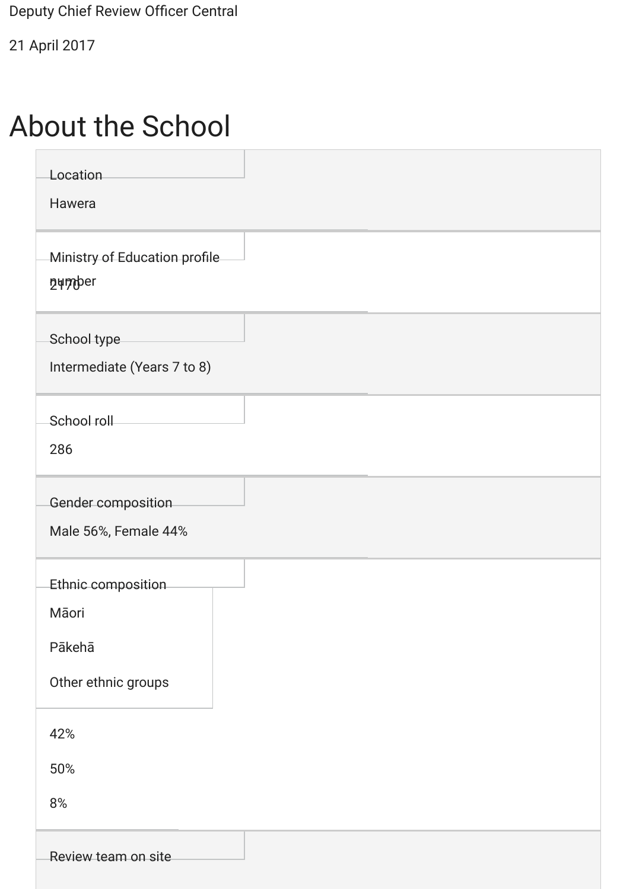Deputy Chief Review Officer Central

21 April 2017

# About the School

| | |
|---|---|
| Location | Hawera |
| Ministry of Education profile number | 2170 |
| School type | Intermediate (Years 7 to 8) |
| School roll | 286 |
| Gender composition | Male 56%, Female 44% |
| Ethnic composition | Māori 42%<br>Pākehā 50%<br>Other ethnic groups 8% |
| Review team on site | |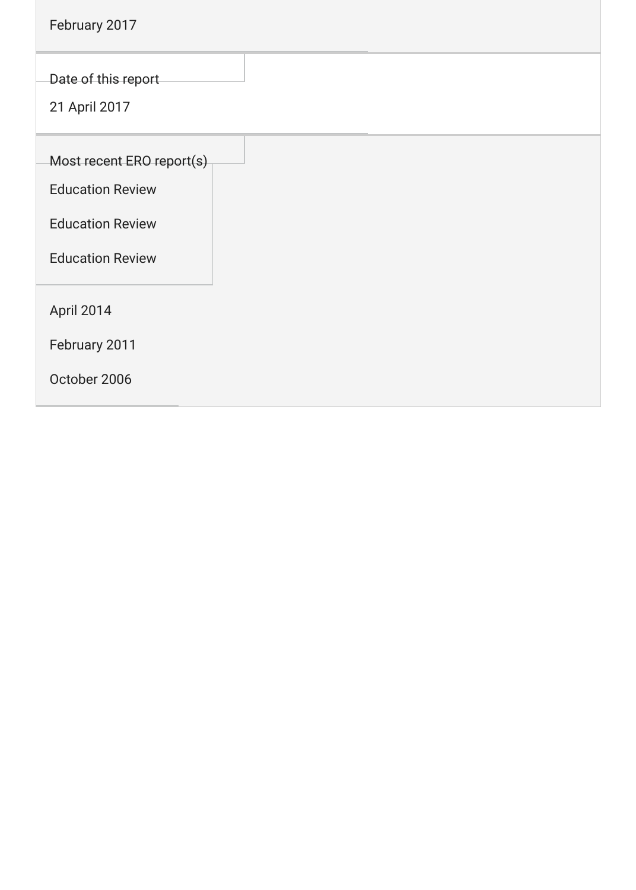February 2017

Date of this report

21 April 2017

Most recent ERO report(s)

| | |
|---|---|
| Education Review | April 2014 |
| Education Review | February 2011 |
| Education Review | October 2006 |